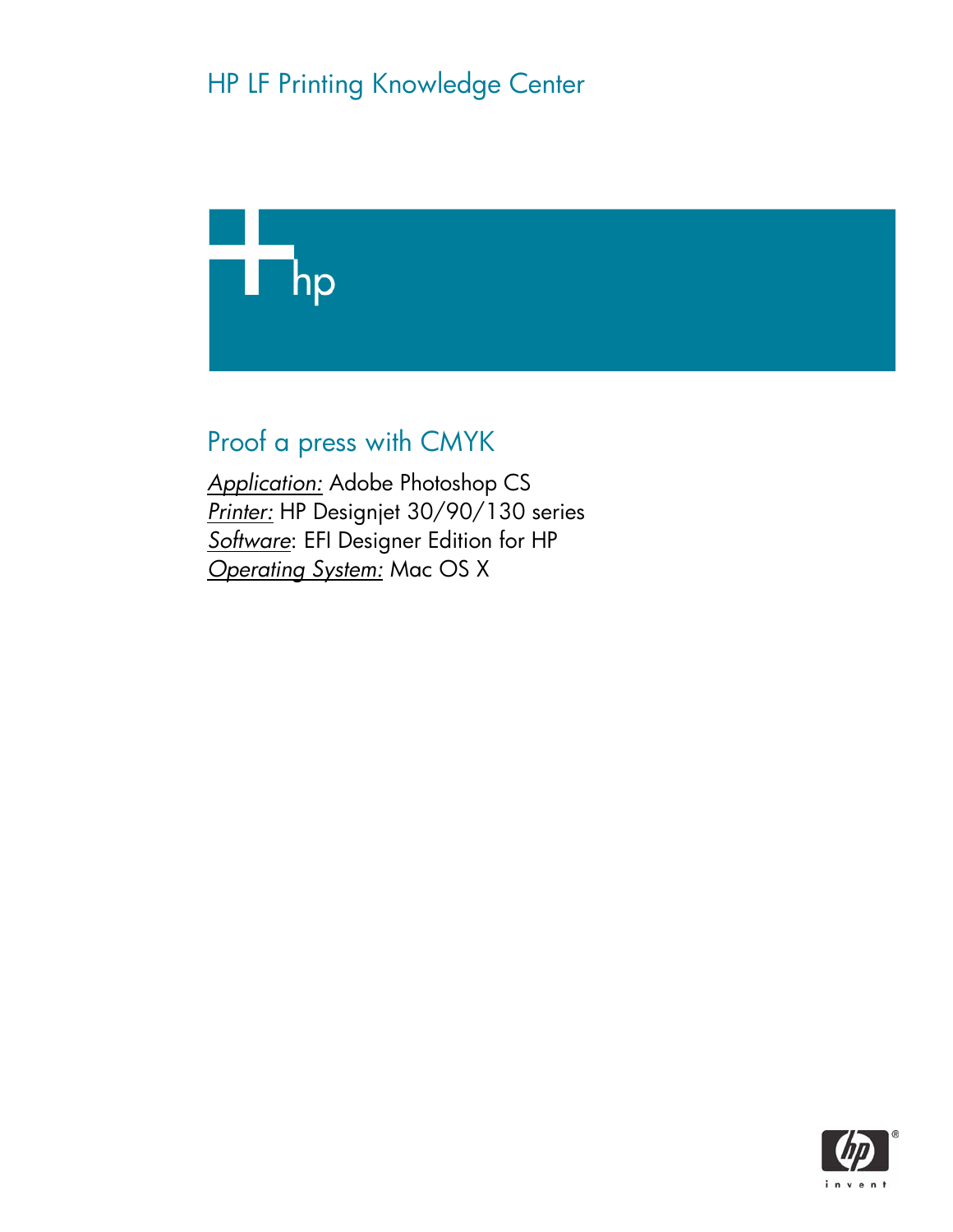HP LF Printing Knowledge Center

# Proof a press with CMYK

*Application:* Adobe Photoshop CS
*Printer:* HP Designjet 30/90/130 series
*Software*: EFI Designer Edition for HP
*Operating System:* Mac OS X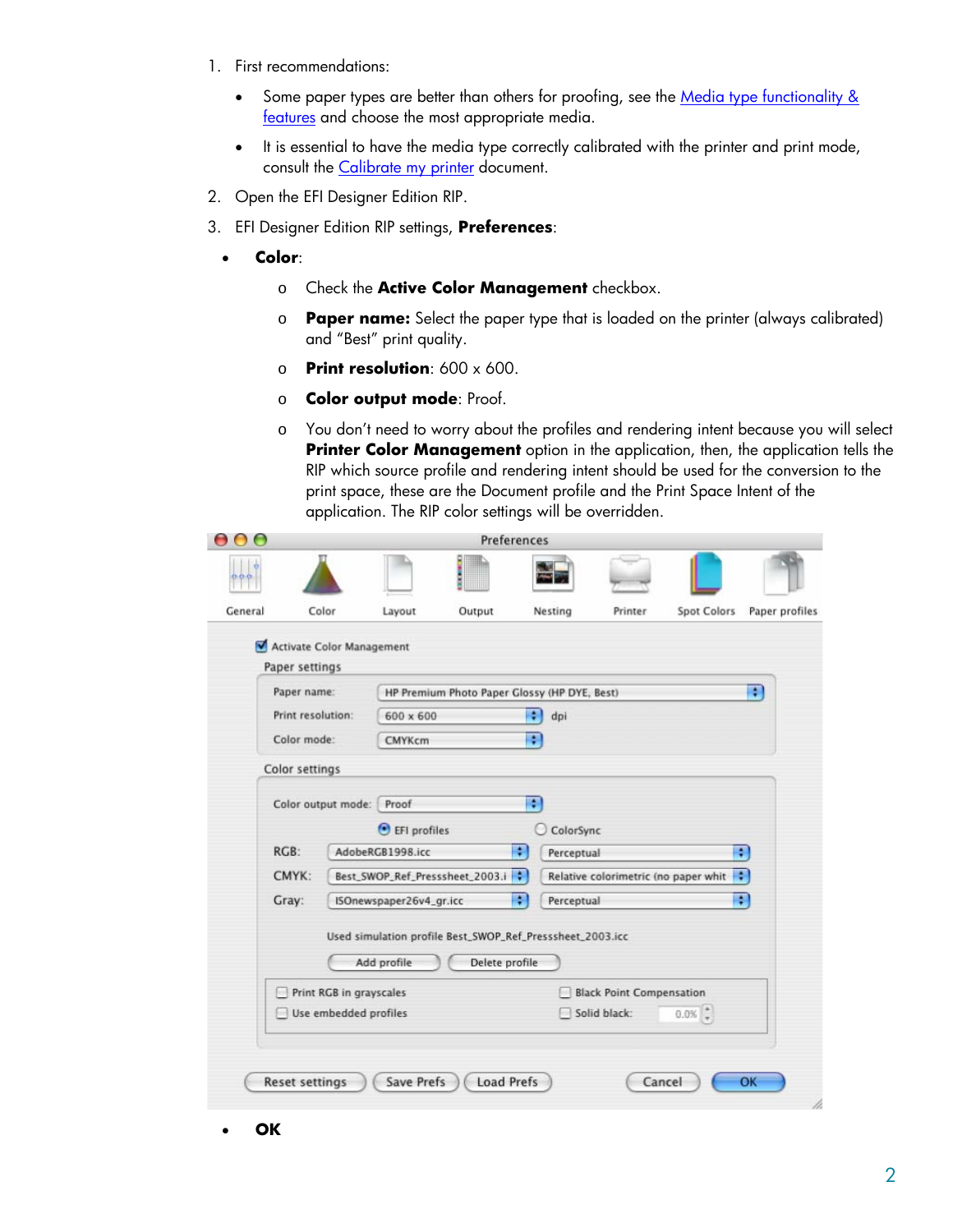1. First recommendations:

   - Some paper types are better than others for proofing, see the [Media type functionality & features]() and choose the most appropriate media.
   - It is essential to have the media type correctly calibrated with the printer and print mode, consult the [Calibrate my printer]() document.

2. Open the EFI Designer Edition RIP.

3. EFI Designer Edition RIP settings, **Preferences**:

- **Color**:
  - Check the **Active Color Management** checkbox.
  - **Paper name:** Select the paper type that is loaded on the printer (always calibrated) and "Best" print quality.
  - **Print resolution**: 600 x 600.
  - **Color output mode**: Proof.
  - You don't need to worry about the profiles and rendering intent because you will select **Printer Color Management** option in the application, then, the application tells the RIP which source profile and rendering intent should be used for the conversion to the print space, these are the Document profile and the Print Space Intent of the application. The RIP color settings will be overridden.

- **OK**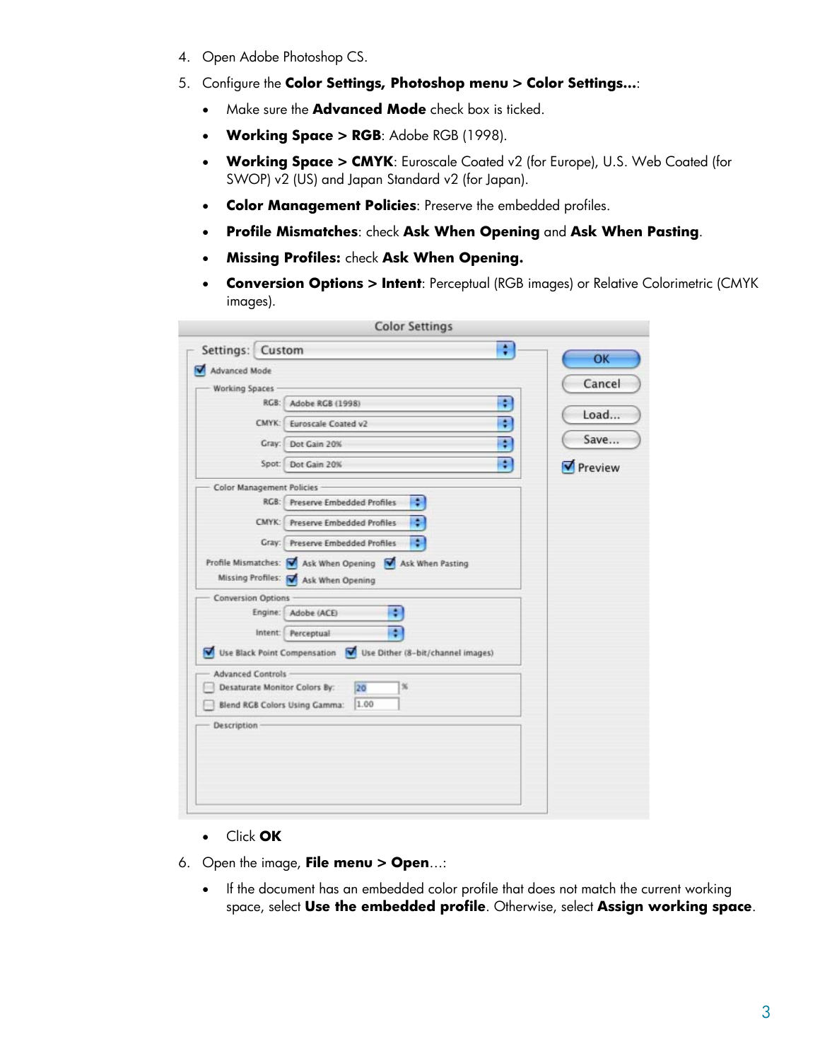4. Open Adobe Photoshop CS.
5. Configure the **Color Settings, Photoshop menu > Color Settings...**:
   - Make sure the **Advanced Mode** check box is ticked.
   - **Working Space > RGB**: Adobe RGB (1998).
   - **Working Space > CMYK**: Euroscale Coated v2 (for Europe), U.S. Web Coated (for SWOP) v2 (US) and Japan Standard v2 (for Japan).
   - **Color Management Policies**: Preserve the embedded profiles.
   - **Profile Mismatches**: check **Ask When Opening** and **Ask When Pasting**.
   - **Missing Profiles:** check **Ask When Opening.**
   - **Conversion Options > Intent**: Perceptual (RGB images) or Relative Colorimetric (CMYK images).

   - Click **OK**
6. Open the image, **File menu > Open**...:
   - If the document has an embedded color profile that does not match the current working space, select **Use the embedded profile**. Otherwise, select **Assign working space**.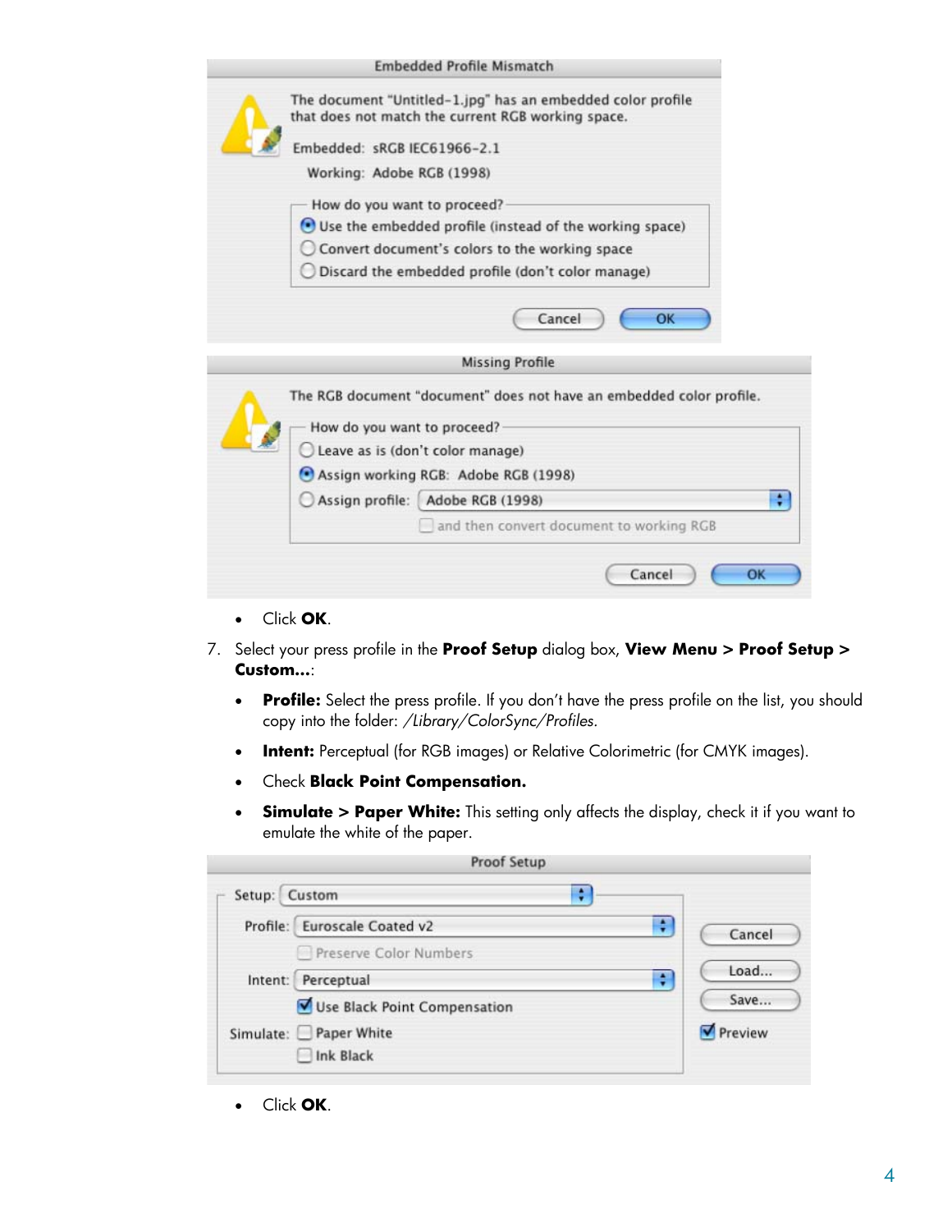- Click **OK**.

7. Select your press profile in the **Proof Setup** dialog box, **View Menu > Proof Setup > Custom...**:

   - **Profile:** Select the press profile. If you don't have the press profile on the list, you should copy into the folder: */Library/ColorSync/Profiles.*
   - **Intent:** Perceptual (for RGB images) or Relative Colorimetric (for CMYK images).
   - Check **Black Point Compensation.**
   - **Simulate > Paper White:** This setting only affects the display, check it if you want to emulate the white of the paper.

   - Click **OK**.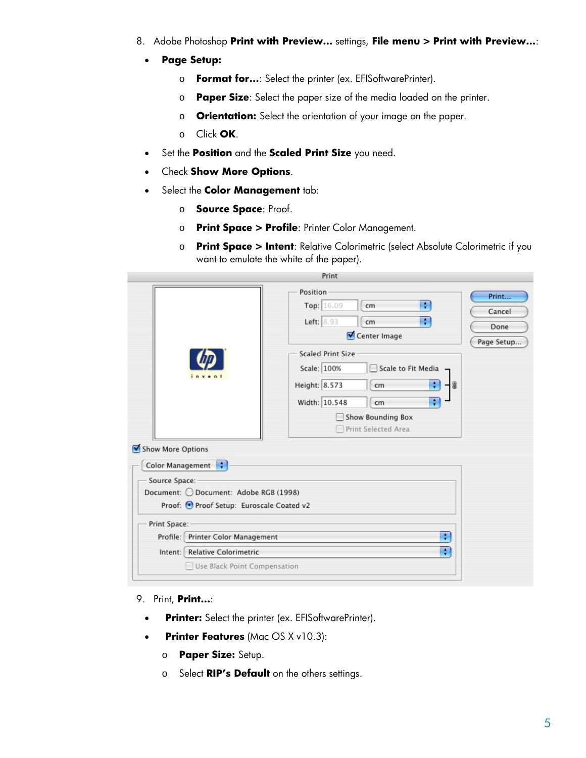8. Adobe Photoshop **Print with Preview...** settings, **File menu > Print with Preview...**:

- **Page Setup:**
  - **Format for...**: Select the printer (ex. EFISoftwarePrinter).
  - **Paper Size**: Select the paper size of the media loaded on the printer.
  - **Orientation:** Select the orientation of your image on the paper.
  - Click **OK**.
- Set the **Position** and the **Scaled Print Size** you need.
- Check **Show More Options**.
- Select the **Color Management** tab:
  - **Source Space**: Proof.
  - **Print Space > Profile**: Printer Color Management.
  - **Print Space > Intent**: Relative Colorimetric (select Absolute Colorimetric if you want to emulate the white of the paper).

9. Print, **Print...**:

- **Printer:** Select the printer (ex. EFISoftwarePrinter).
- **Printer Features** (Mac OS X v10.3):
  - **Paper Size:** Setup.
  - Select **RIP's Default** on the others settings.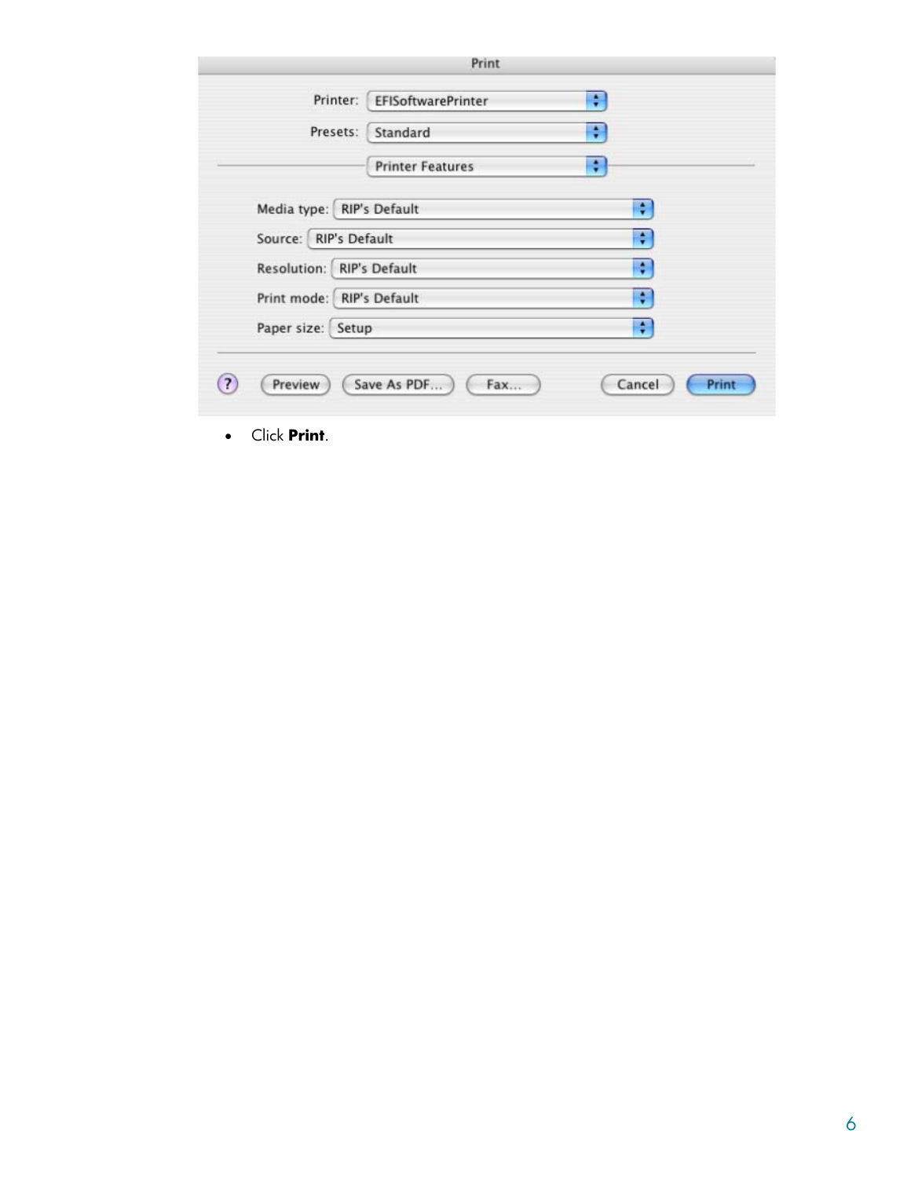- Click **Print**.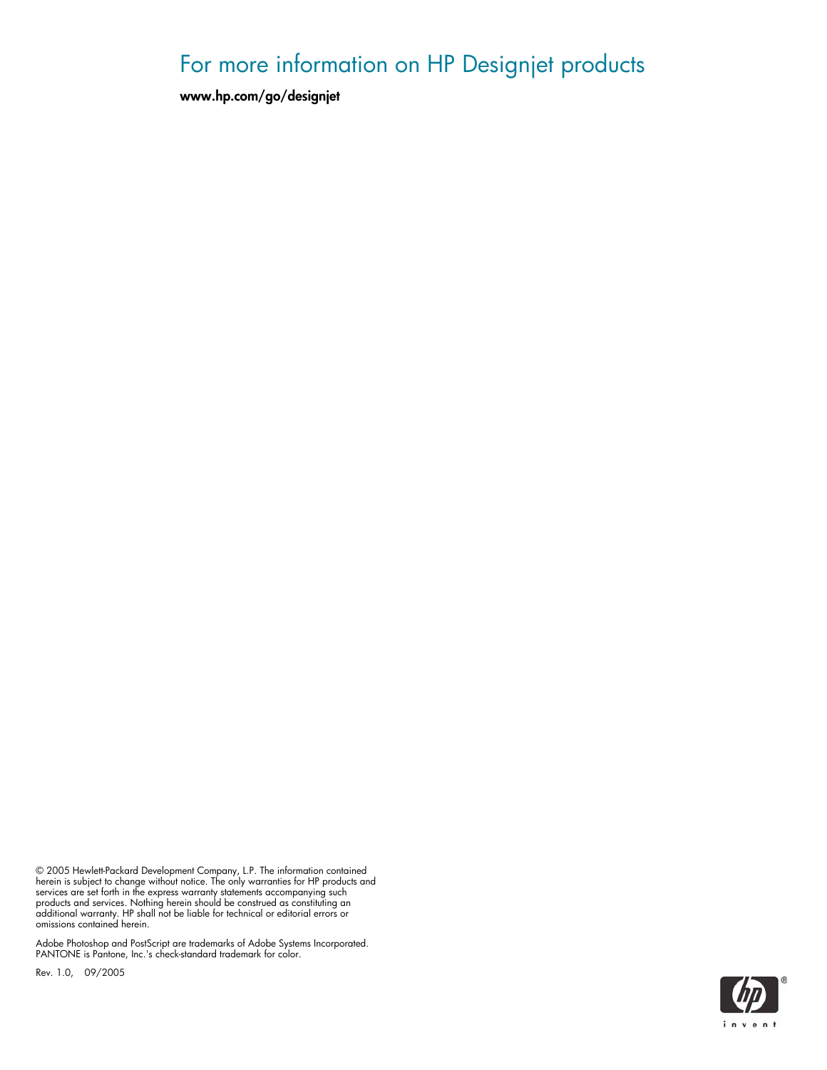## For more information on HP Designjet products

**www.hp.com/go/designjet**

© 2005 Hewlett-Packard Development Company, L.P. The information contained herein is subject to change without notice. The only warranties for HP products and services are set forth in the express warranty statements accompanying such products and services. Nothing herein should be construed as constituting an additional warranty. HP shall not be liable for technical or editorial errors or omissions contained herein.

Adobe Photoshop and PostScript are trademarks of Adobe Systems Incorporated. PANTONE is Pantone, Inc.'s check-standard trademark for color.

Rev. 1.0, 09/2005

invent